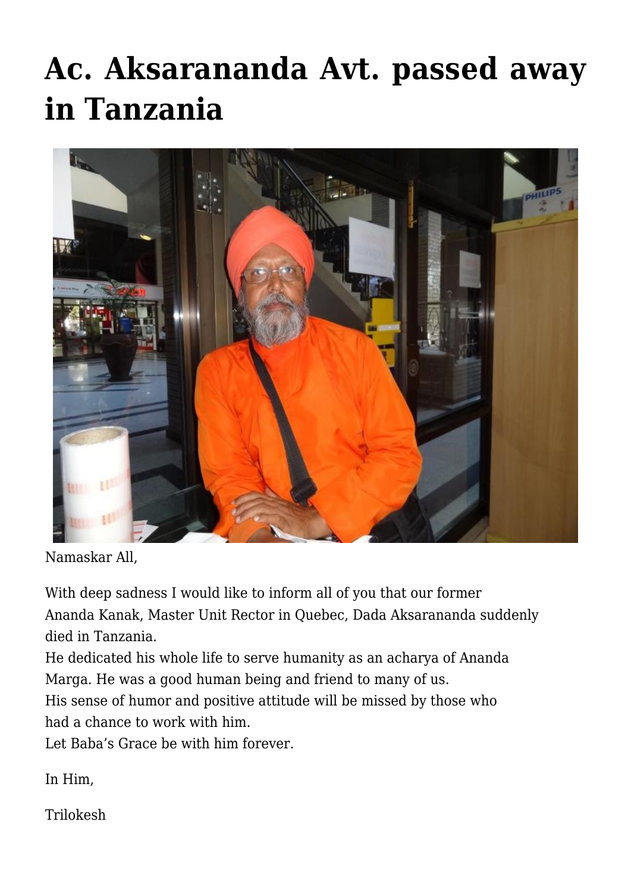# Ac. Aksarananda Avt. passed away in Tanzania

Namaskar All,

With deep sadness I would like to inform all of you that our former Ananda Kanak, Master Unit Rector in Quebec, Dada Aksarananda suddenly died in Tanzania.
He dedicated his whole life to serve humanity as an acharya of Ananda Marga. He was a good human being and friend to many of us.
His sense of humor and positive attitude will be missed by those who had a chance to work with him.
Let Baba's Grace be with him forever.

In Him,

Trilokesh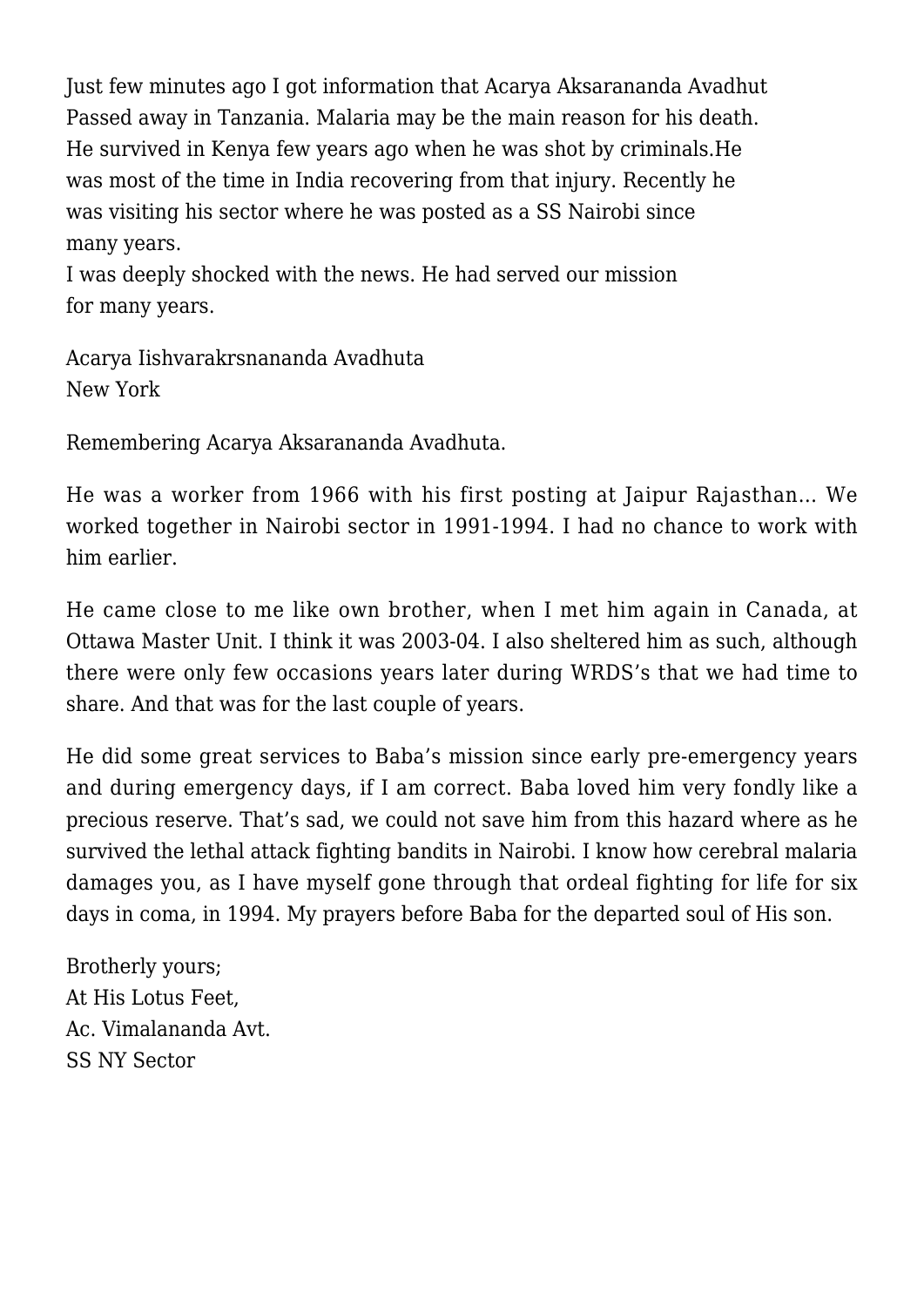Just few minutes ago I got information that Acarya Aksarananda Avadhut Passed away in Tanzania. Malaria may be the main reason for his death. He survived in Kenya few years ago when he was shot by criminals.He was most of the time in India recovering from that injury. Recently he was visiting his sector where he was posted as a SS Nairobi since many years.
I was deeply shocked with the news. He had served our mission for many years.

Acarya Iishvarakrsnananda Avadhuta
New York

Remembering Acarya Aksarananda Avadhuta.

He was a worker from 1966 with his first posting at Jaipur Rajasthan… We worked together in Nairobi sector in 1991-1994. I had no chance to work with him earlier.

He came close to me like own brother, when I met him again in Canada, at Ottawa Master Unit. I think it was 2003-04. I also sheltered him as such, although there were only few occasions years later during WRDS's that we had time to share. And that was for the last couple of years.

He did some great services to Baba's mission since early pre-emergency years and during emergency days, if I am correct. Baba loved him very fondly like a precious reserve. That's sad, we could not save him from this hazard where as he survived the lethal attack fighting bandits in Nairobi. I know how cerebral malaria damages you, as I have myself gone through that ordeal fighting for life for six days in coma, in 1994. My prayers before Baba for the departed soul of His son.

Brotherly yours;
At His Lotus Feet,
Ac. Vimalananda Avt.
SS NY Sector